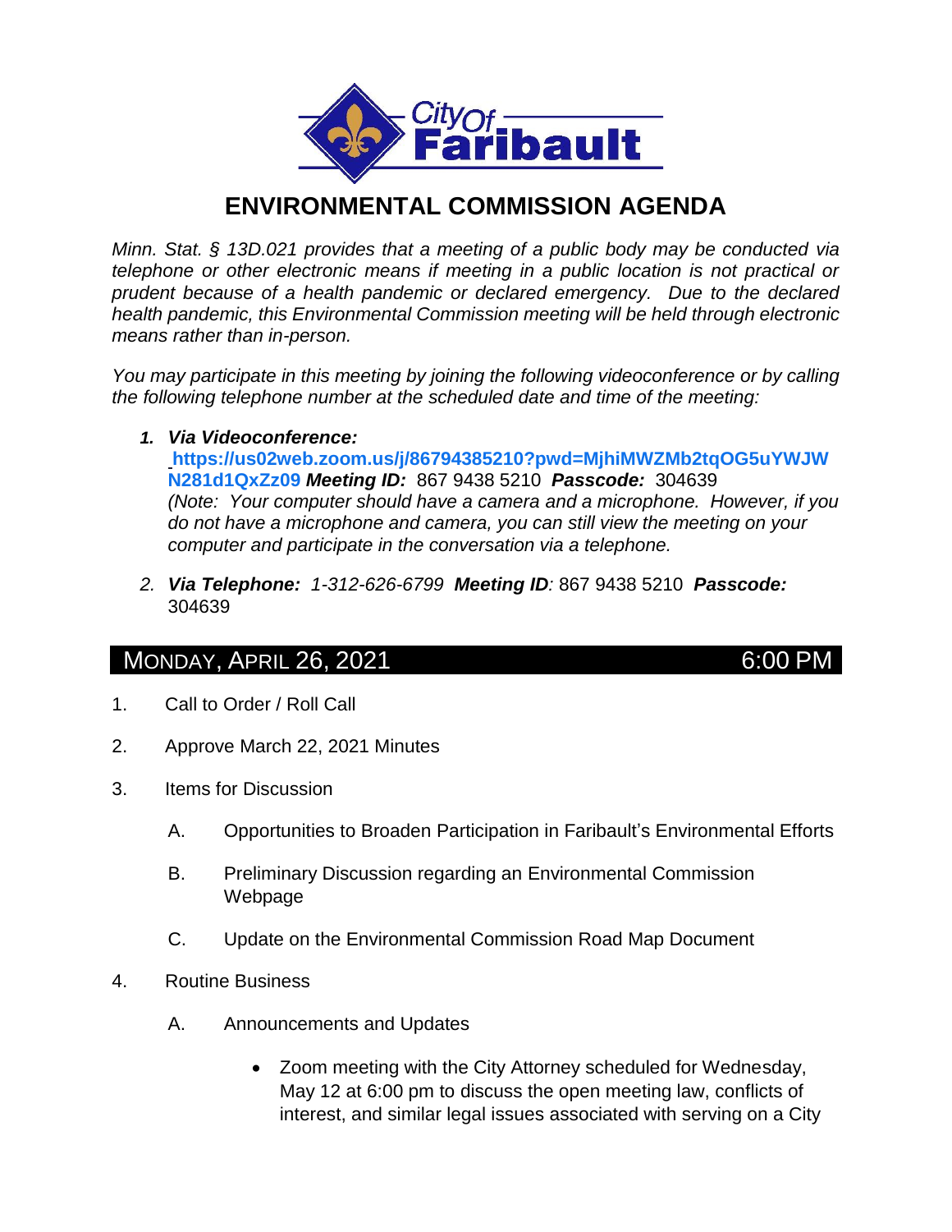City Of Faribault

# ENVIRONMENTAL COMMISSION AGENDA

*Minn. Stat. § 13D.021 provides that a meeting of a public body may be conducted via telephone or other electronic means if meeting in a public location is not practical or prudent because of a health pandemic or declared emergency. Due to the declared health pandemic, this Environmental Commission meeting will be held through electronic means rather than in-person.*

*You may participate in this meeting by joining the following videoconference or by calling the following telephone number at the scheduled date and time of the meeting:*

1. ***Via Videoconference:*** **https://us02web.zoom.us/j/86794385210?pwd=MjhiMWZMb2tqOG5uYWJWN281d1QxZz09** ***Meeting ID:*** 867 9438 5210 ***Passcode:*** 304639
   *(Note: Your computer should have a camera and a microphone. However, if you do not have a microphone and camera, you can still view the meeting on your computer and participate in the conversation via a telephone.*

2. ***Via Telephone:*** *1-312-626-6799* ***Meeting ID****:* 867 9438 5210 ***Passcode:*** 304639

## MONDAY, APRIL 26, 2021 6:00 PM

1. Call to Order / Roll Call
2. Approve March 22, 2021 Minutes
3. Items for Discussion
   - A. Opportunities to Broaden Participation in Faribault's Environmental Efforts
   - B. Preliminary Discussion regarding an Environmental Commission Webpage
   - C. Update on the Environmental Commission Road Map Document
4. Routine Business
   - A. Announcements and Updates
     - Zoom meeting with the City Attorney scheduled for Wednesday, May 12 at 6:00 pm to discuss the open meeting law, conflicts of interest, and similar legal issues associated with serving on a City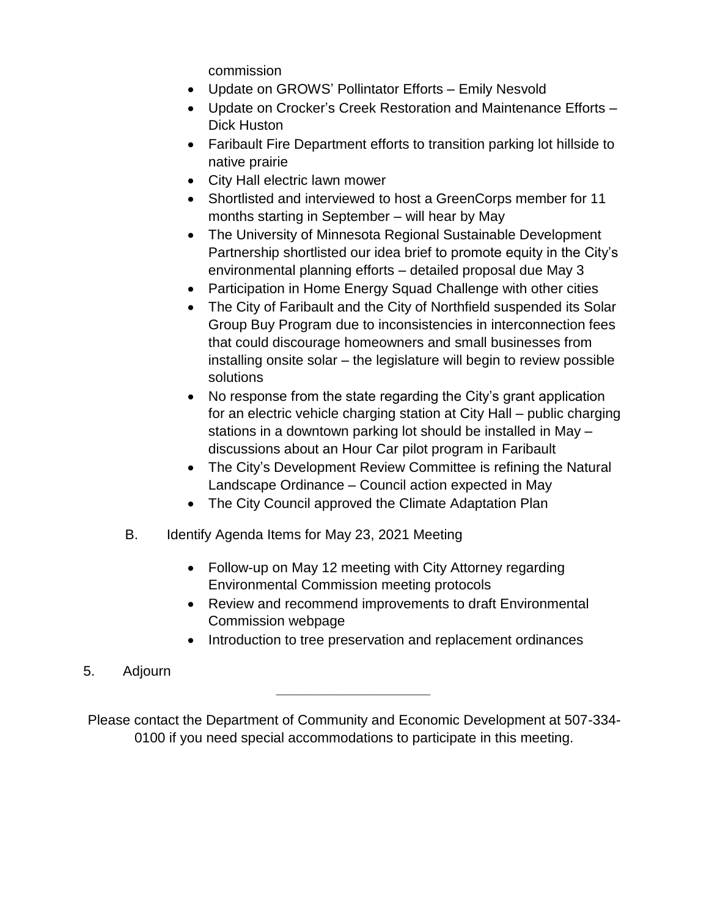commission

- Update on GROWS' Pollintator Efforts – Emily Nesvold
- Update on Crocker's Creek Restoration and Maintenance Efforts – Dick Huston
- Faribault Fire Department efforts to transition parking lot hillside to native prairie
- City Hall electric lawn mower
- Shortlisted and interviewed to host a GreenCorps member for 11 months starting in September – will hear by May
- The University of Minnesota Regional Sustainable Development Partnership shortlisted our idea brief to promote equity in the City's environmental planning efforts – detailed proposal due May 3
- Participation in Home Energy Squad Challenge with other cities
- The City of Faribault and the City of Northfield suspended its Solar Group Buy Program due to inconsistencies in interconnection fees that could discourage homeowners and small businesses from installing onsite solar – the legislature will begin to review possible solutions
- No response from the state regarding the City's grant application for an electric vehicle charging station at City Hall – public charging stations in a downtown parking lot should be installed in May – discussions about an Hour Car pilot program in Faribault
- The City's Development Review Committee is refining the Natural Landscape Ordinance – Council action expected in May
- The City Council approved the Climate Adaptation Plan

B. Identify Agenda Items for May 23, 2021 Meeting

- Follow-up on May 12 meeting with City Attorney regarding Environmental Commission meeting protocols
- Review and recommend improvements to draft Environmental Commission webpage
- Introduction to tree preservation and replacement ordinances

5. Adjourn

---

Please contact the Department of Community and Economic Development at 507-334-0100 if you need special accommodations to participate in this meeting.